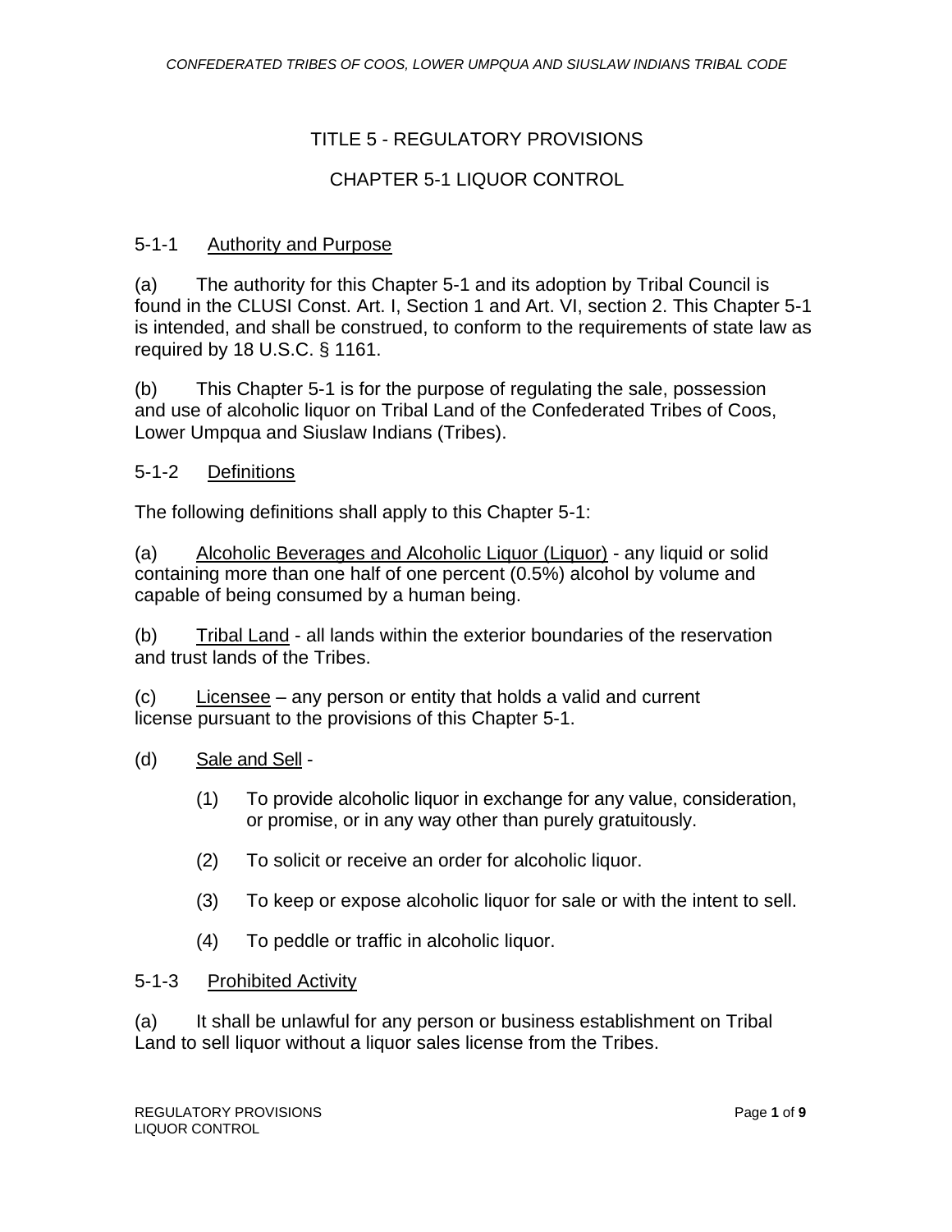# TITLE 5 - REGULATORY PROVISIONS

## CHAPTER 5-1 LIQUOR CONTROL

### 5-1-1 Authority and Purpose

(a) The authority for this Chapter 5-1 and its adoption by Tribal Council is found in the CLUSI Const. Art. I, Section 1 and Art. VI, section 2. This Chapter 5-1 is intended, and shall be construed, to conform to the requirements of state law as required by 18 U.S.C. § 1161.

(b) This Chapter 5-1 is for the purpose of regulating the sale, possession and use of alcoholic liquor on Tribal Land of the Confederated Tribes of Coos, Lower Umpqua and Siuslaw Indians (Tribes).

### 5-1-2 Definitions

The following definitions shall apply to this Chapter 5-1:

(a) Alcoholic Beverages and Alcoholic Liquor (Liquor) - any liquid or solid containing more than one half of one percent (0.5%) alcohol by volume and capable of being consumed by a human being.

(b) Tribal Land - all lands within the exterior boundaries of the reservation and trust lands of the Tribes.

(c) Licensee – any person or entity that holds a valid and current license pursuant to the provisions of this Chapter 5-1.

(d) Sale and Sell -

(1) To provide alcoholic liquor in exchange for any value, consideration, or promise, or in any way other than purely gratuitously.

(2) To solicit or receive an order for alcoholic liquor.

(3) To keep or expose alcoholic liquor for sale or with the intent to sell.

(4) To peddle or traffic in alcoholic liquor.

### 5-1-3 Prohibited Activity

(a) It shall be unlawful for any person or business establishment on Tribal Land to sell liquor without a liquor sales license from the Tribes.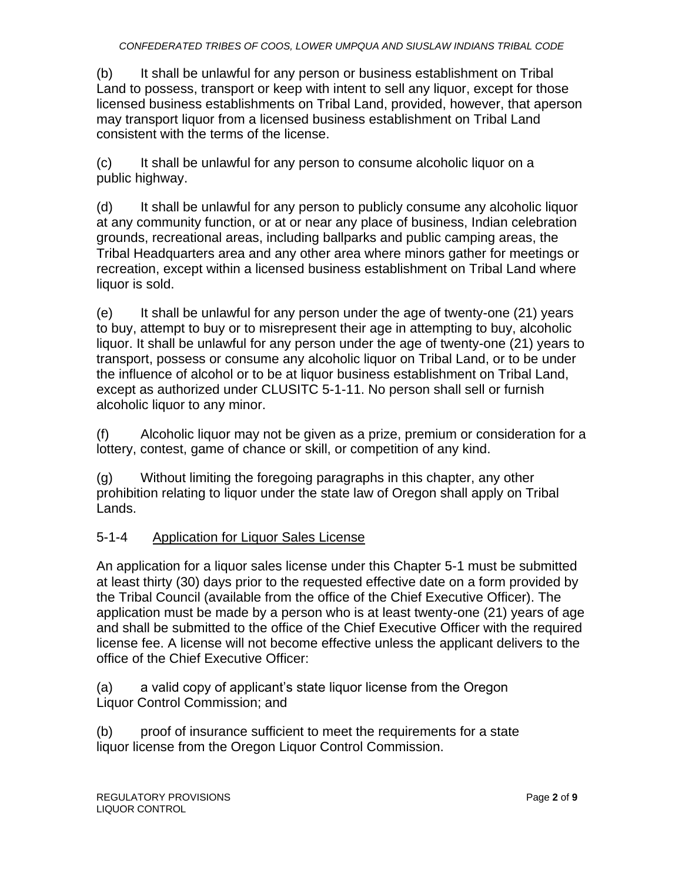(b) It shall be unlawful for any person or business establishment on Tribal Land to possess, transport or keep with intent to sell any liquor, except for those licensed business establishments on Tribal Land, provided, however, that aperson may transport liquor from a licensed business establishment on Tribal Land consistent with the terms of the license.

(c) It shall be unlawful for any person to consume alcoholic liquor on a public highway.

(d) It shall be unlawful for any person to publicly consume any alcoholic liquor at any community function, or at or near any place of business, Indian celebration grounds, recreational areas, including ballparks and public camping areas, the Tribal Headquarters area and any other area where minors gather for meetings or recreation, except within a licensed business establishment on Tribal Land where liquor is sold.

(e) It shall be unlawful for any person under the age of twenty-one (21) years to buy, attempt to buy or to misrepresent their age in attempting to buy, alcoholic liquor. It shall be unlawful for any person under the age of twenty-one (21) years to transport, possess or consume any alcoholic liquor on Tribal Land, or to be under the influence of alcohol or to be at liquor business establishment on Tribal Land, except as authorized under CLUSITC 5-1-11. No person shall sell or furnish alcoholic liquor to any minor.

(f) Alcoholic liquor may not be given as a prize, premium or consideration for a lottery, contest, game of chance or skill, or competition of any kind.

(g) Without limiting the foregoing paragraphs in this chapter, any other prohibition relating to liquor under the state law of Oregon shall apply on Tribal Lands.

## 5-1-4 Application for Liquor Sales License

An application for a liquor sales license under this Chapter 5-1 must be submitted at least thirty (30) days prior to the requested effective date on a form provided by the Tribal Council (available from the office of the Chief Executive Officer). The application must be made by a person who is at least twenty-one (21) years of age and shall be submitted to the office of the Chief Executive Officer with the required license fee. A license will not become effective unless the applicant delivers to the office of the Chief Executive Officer:

(a) a valid copy of applicant's state liquor license from the Oregon Liquor Control Commission; and

(b) proof of insurance sufficient to meet the requirements for a state liquor license from the Oregon Liquor Control Commission.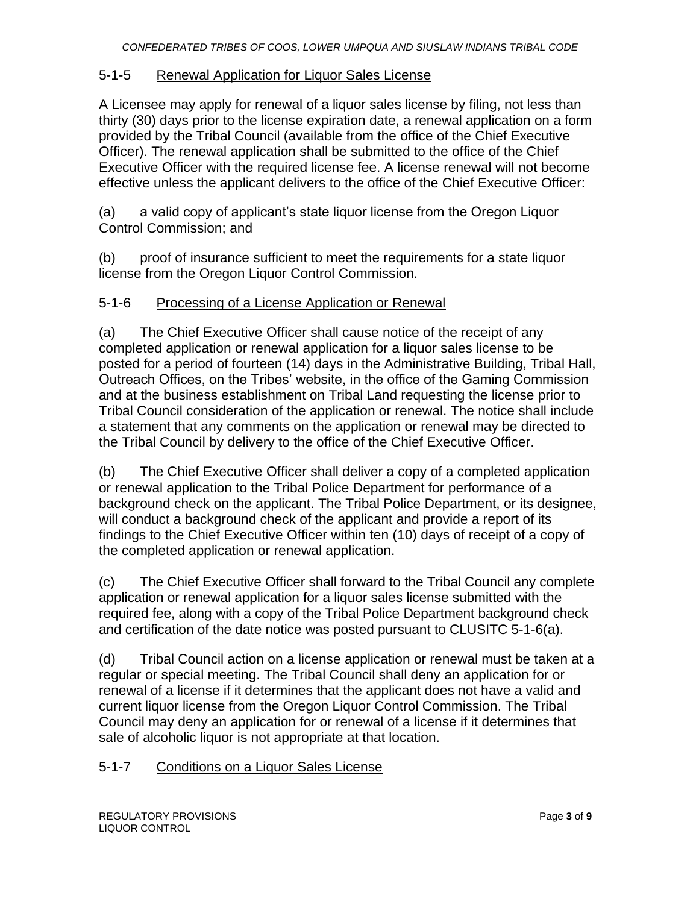### 5-1-5 Renewal Application for Liquor Sales License

A Licensee may apply for renewal of a liquor sales license by filing, not less than thirty (30) days prior to the license expiration date, a renewal application on a form provided by the Tribal Council (available from the office of the Chief Executive Officer). The renewal application shall be submitted to the office of the Chief Executive Officer with the required license fee. A license renewal will not become effective unless the applicant delivers to the office of the Chief Executive Officer:

(a) a valid copy of applicant's state liquor license from the Oregon Liquor Control Commission; and

(b) proof of insurance sufficient to meet the requirements for a state liquor license from the Oregon Liquor Control Commission.

### 5-1-6 Processing of a License Application or Renewal

(a) The Chief Executive Officer shall cause notice of the receipt of any completed application or renewal application for a liquor sales license to be posted for a period of fourteen (14) days in the Administrative Building, Tribal Hall, Outreach Offices, on the Tribes' website, in the office of the Gaming Commission and at the business establishment on Tribal Land requesting the license prior to Tribal Council consideration of the application or renewal. The notice shall include a statement that any comments on the application or renewal may be directed to the Tribal Council by delivery to the office of the Chief Executive Officer.

(b) The Chief Executive Officer shall deliver a copy of a completed application or renewal application to the Tribal Police Department for performance of a background check on the applicant. The Tribal Police Department, or its designee, will conduct a background check of the applicant and provide a report of its findings to the Chief Executive Officer within ten (10) days of receipt of a copy of the completed application or renewal application.

(c) The Chief Executive Officer shall forward to the Tribal Council any complete application or renewal application for a liquor sales license submitted with the required fee, along with a copy of the Tribal Police Department background check and certification of the date notice was posted pursuant to CLUSITC 5-1-6(a).

(d) Tribal Council action on a license application or renewal must be taken at a regular or special meeting. The Tribal Council shall deny an application for or renewal of a license if it determines that the applicant does not have a valid and current liquor license from the Oregon Liquor Control Commission. The Tribal Council may deny an application for or renewal of a license if it determines that sale of alcoholic liquor is not appropriate at that location.

### 5-1-7 Conditions on a Liquor Sales License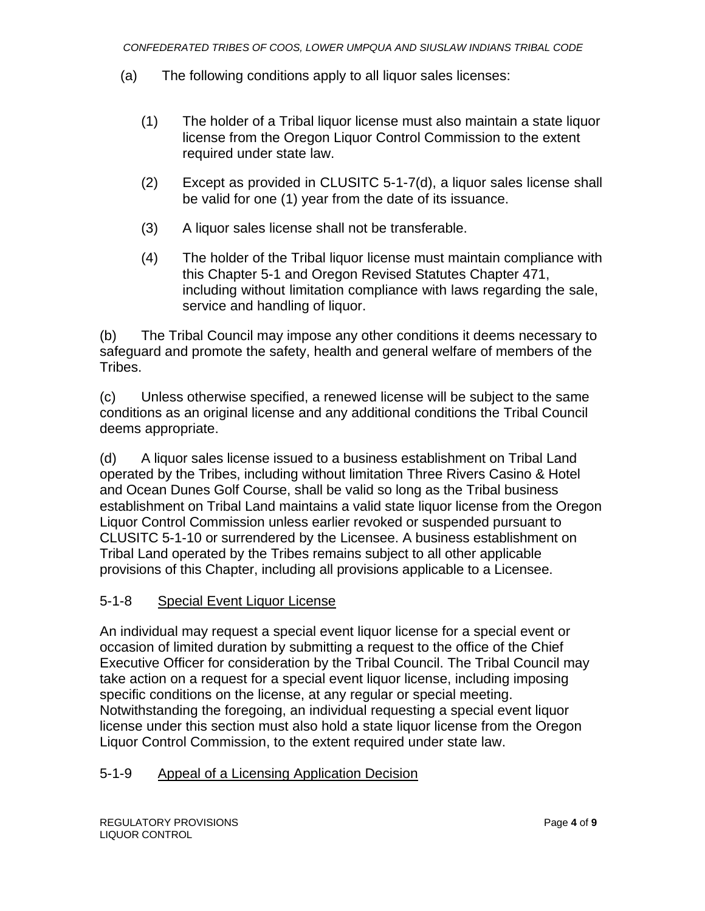(a) The following conditions apply to all liquor sales licenses:

(1) The holder of a Tribal liquor license must also maintain a state liquor license from the Oregon Liquor Control Commission to the extent required under state law.

(2) Except as provided in CLUSITC 5-1-7(d), a liquor sales license shall be valid for one (1) year from the date of its issuance.

(3) A liquor sales license shall not be transferable.

(4) The holder of the Tribal liquor license must maintain compliance with this Chapter 5-1 and Oregon Revised Statutes Chapter 471, including without limitation compliance with laws regarding the sale, service and handling of liquor.

(b) The Tribal Council may impose any other conditions it deems necessary to safeguard and promote the safety, health and general welfare of members of the Tribes.

(c) Unless otherwise specified, a renewed license will be subject to the same conditions as an original license and any additional conditions the Tribal Council deems appropriate.

(d) A liquor sales license issued to a business establishment on Tribal Land operated by the Tribes, including without limitation Three Rivers Casino & Hotel and Ocean Dunes Golf Course, shall be valid so long as the Tribal business establishment on Tribal Land maintains a valid state liquor license from the Oregon Liquor Control Commission unless earlier revoked or suspended pursuant to CLUSITC 5-1-10 or surrendered by the Licensee. A business establishment on Tribal Land operated by the Tribes remains subject to all other applicable provisions of this Chapter, including all provisions applicable to a Licensee.

## 5-1-8 Special Event Liquor License

An individual may request a special event liquor license for a special event or occasion of limited duration by submitting a request to the office of the Chief Executive Officer for consideration by the Tribal Council. The Tribal Council may take action on a request for a special event liquor license, including imposing specific conditions on the license, at any regular or special meeting. Notwithstanding the foregoing, an individual requesting a special event liquor license under this section must also hold a state liquor license from the Oregon Liquor Control Commission, to the extent required under state law.

## 5-1-9 Appeal of a Licensing Application Decision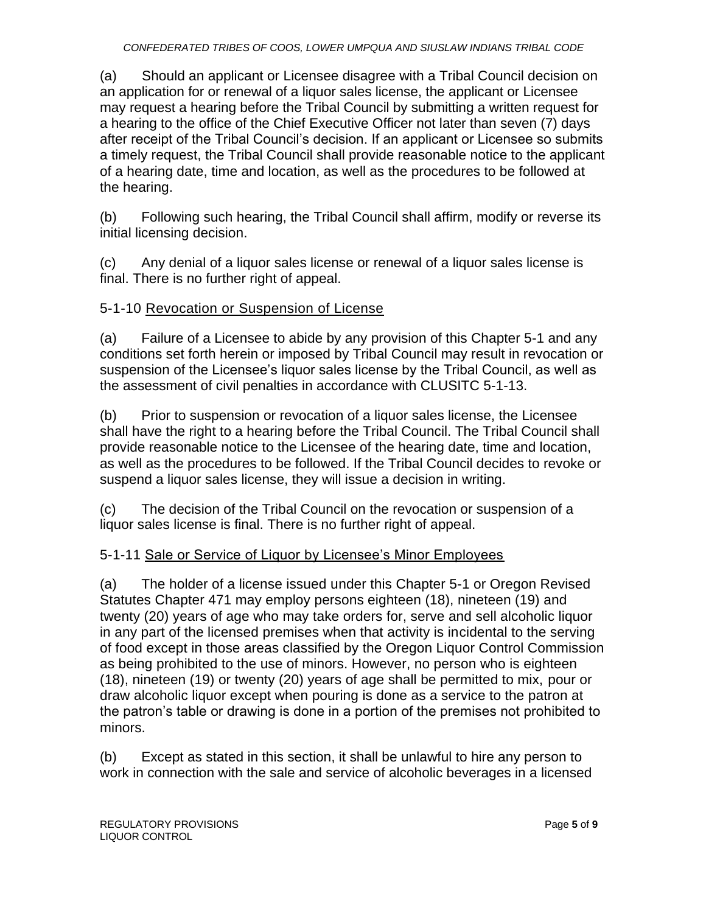(a) Should an applicant or Licensee disagree with a Tribal Council decision on an application for or renewal of a liquor sales license, the applicant or Licensee may request a hearing before the Tribal Council by submitting a written request for a hearing to the office of the Chief Executive Officer not later than seven (7) days after receipt of the Tribal Council's decision. If an applicant or Licensee so submits a timely request, the Tribal Council shall provide reasonable notice to the applicant of a hearing date, time and location, as well as the procedures to be followed at the hearing.

(b) Following such hearing, the Tribal Council shall affirm, modify or reverse its initial licensing decision.

(c) Any denial of a liquor sales license or renewal of a liquor sales license is final. There is no further right of appeal.

5-1-10 Revocation or Suspension of License

(a) Failure of a Licensee to abide by any provision of this Chapter 5-1 and any conditions set forth herein or imposed by Tribal Council may result in revocation or suspension of the Licensee's liquor sales license by the Tribal Council, as well as the assessment of civil penalties in accordance with CLUSITC 5-1-13.

(b) Prior to suspension or revocation of a liquor sales license, the Licensee shall have the right to a hearing before the Tribal Council. The Tribal Council shall provide reasonable notice to the Licensee of the hearing date, time and location, as well as the procedures to be followed. If the Tribal Council decides to revoke or suspend a liquor sales license, they will issue a decision in writing.

(c) The decision of the Tribal Council on the revocation or suspension of a liquor sales license is final. There is no further right of appeal.

5-1-11 Sale or Service of Liquor by Licensee's Minor Employees

(a) The holder of a license issued under this Chapter 5-1 or Oregon Revised Statutes Chapter 471 may employ persons eighteen (18), nineteen (19) and twenty (20) years of age who may take orders for, serve and sell alcoholic liquor in any part of the licensed premises when that activity is incidental to the serving of food except in those areas classified by the Oregon Liquor Control Commission as being prohibited to the use of minors. However, no person who is eighteen (18), nineteen (19) or twenty (20) years of age shall be permitted to mix, pour or draw alcoholic liquor except when pouring is done as a service to the patron at the patron's table or drawing is done in a portion of the premises not prohibited to minors.

(b) Except as stated in this section, it shall be unlawful to hire any person to work in connection with the sale and service of alcoholic beverages in a licensed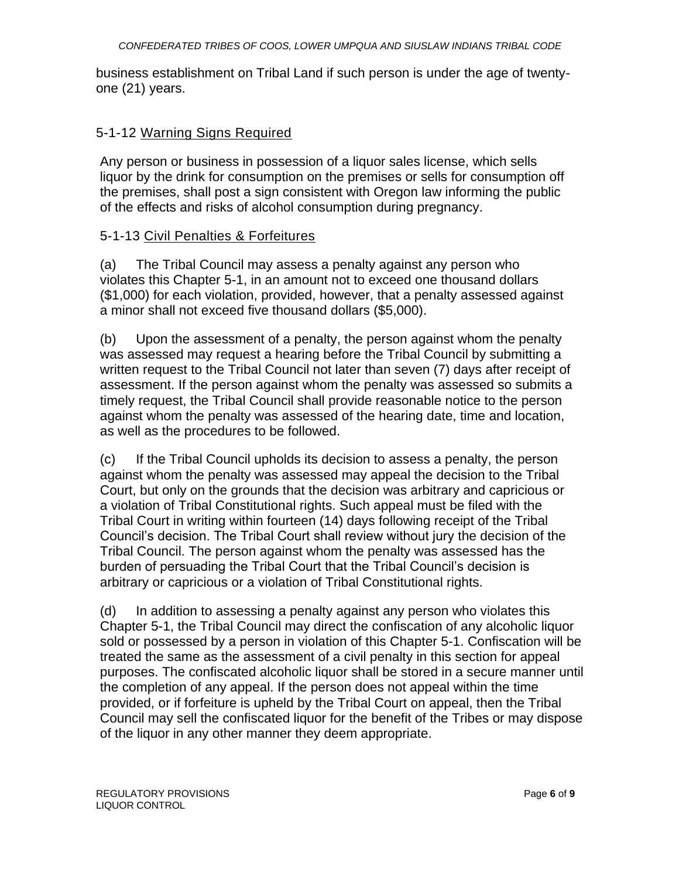business establishment on Tribal Land if such person is under the age of twenty-one (21) years.

### 5-1-12 Warning Signs Required

Any person or business in possession of a liquor sales license, which sells liquor by the drink for consumption on the premises or sells for consumption off the premises, shall post a sign consistent with Oregon law informing the public of the effects and risks of alcohol consumption during pregnancy.

### 5-1-13 Civil Penalties & Forfeitures

(a) The Tribal Council may assess a penalty against any person who violates this Chapter 5-1, in an amount not to exceed one thousand dollars ($1,000) for each violation, provided, however, that a penalty assessed against a minor shall not exceed five thousand dollars ($5,000).

(b) Upon the assessment of a penalty, the person against whom the penalty was assessed may request a hearing before the Tribal Council by submitting a written request to the Tribal Council not later than seven (7) days after receipt of assessment. If the person against whom the penalty was assessed so submits a timely request, the Tribal Council shall provide reasonable notice to the person against whom the penalty was assessed of the hearing date, time and location, as well as the procedures to be followed.

(c) If the Tribal Council upholds its decision to assess a penalty, the person against whom the penalty was assessed may appeal the decision to the Tribal Court, but only on the grounds that the decision was arbitrary and capricious or a violation of Tribal Constitutional rights. Such appeal must be filed with the Tribal Court in writing within fourteen (14) days following receipt of the Tribal Council's decision. The Tribal Court shall review without jury the decision of the Tribal Council. The person against whom the penalty was assessed has the burden of persuading the Tribal Court that the Tribal Council's decision is arbitrary or capricious or a violation of Tribal Constitutional rights.

(d) In addition to assessing a penalty against any person who violates this Chapter 5-1, the Tribal Council may direct the confiscation of any alcoholic liquor sold or possessed by a person in violation of this Chapter 5-1. Confiscation will be treated the same as the assessment of a civil penalty in this section for appeal purposes. The confiscated alcoholic liquor shall be stored in a secure manner until the completion of any appeal. If the person does not appeal within the time provided, or if forfeiture is upheld by the Tribal Court on appeal, then the Tribal Council may sell the confiscated liquor for the benefit of the Tribes or may dispose of the liquor in any other manner they deem appropriate.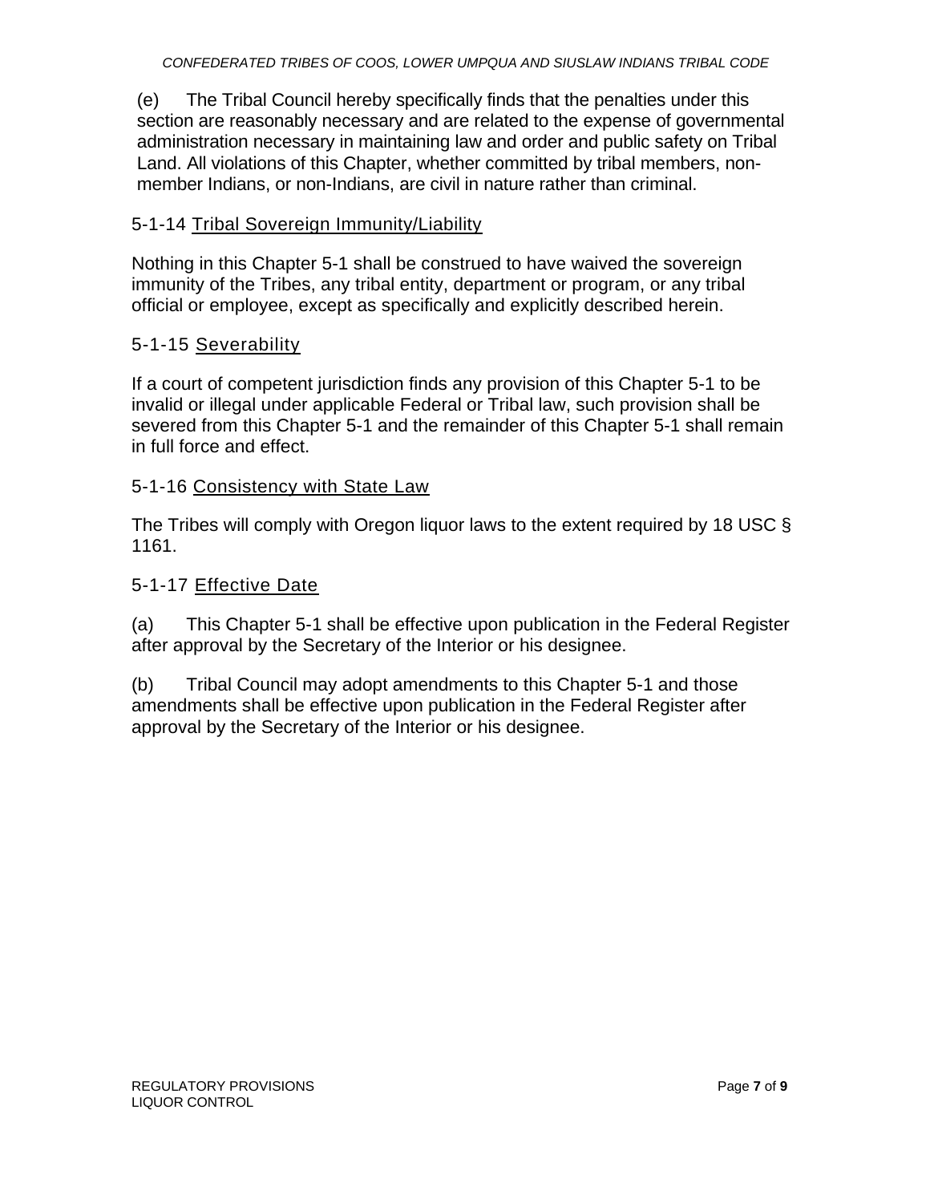(e) The Tribal Council hereby specifically finds that the penalties under this section are reasonably necessary and are related to the expense of governmental administration necessary in maintaining law and order and public safety on Tribal Land. All violations of this Chapter, whether committed by tribal members, non-member Indians, or non-Indians, are civil in nature rather than criminal.

## 5-1-14 Tribal Sovereign Immunity/Liability

Nothing in this Chapter 5-1 shall be construed to have waived the sovereign immunity of the Tribes, any tribal entity, department or program, or any tribal official or employee, except as specifically and explicitly described herein.

## 5-1-15 Severability

If a court of competent jurisdiction finds any provision of this Chapter 5-1 to be invalid or illegal under applicable Federal or Tribal law, such provision shall be severed from this Chapter 5-1 and the remainder of this Chapter 5-1 shall remain in full force and effect.

## 5-1-16 Consistency with State Law

The Tribes will comply with Oregon liquor laws to the extent required by 18 USC § 1161.

## 5-1-17 Effective Date

(a) This Chapter 5-1 shall be effective upon publication in the Federal Register after approval by the Secretary of the Interior or his designee.

(b) Tribal Council may adopt amendments to this Chapter 5-1 and those amendments shall be effective upon publication in the Federal Register after approval by the Secretary of the Interior or his designee.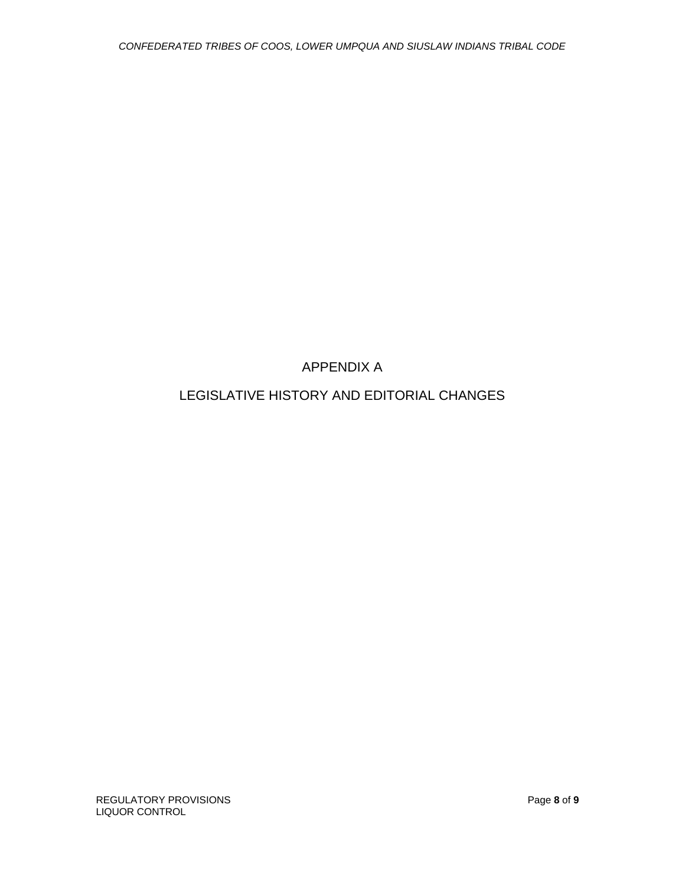# APPENDIX A

# LEGISLATIVE HISTORY AND EDITORIAL CHANGES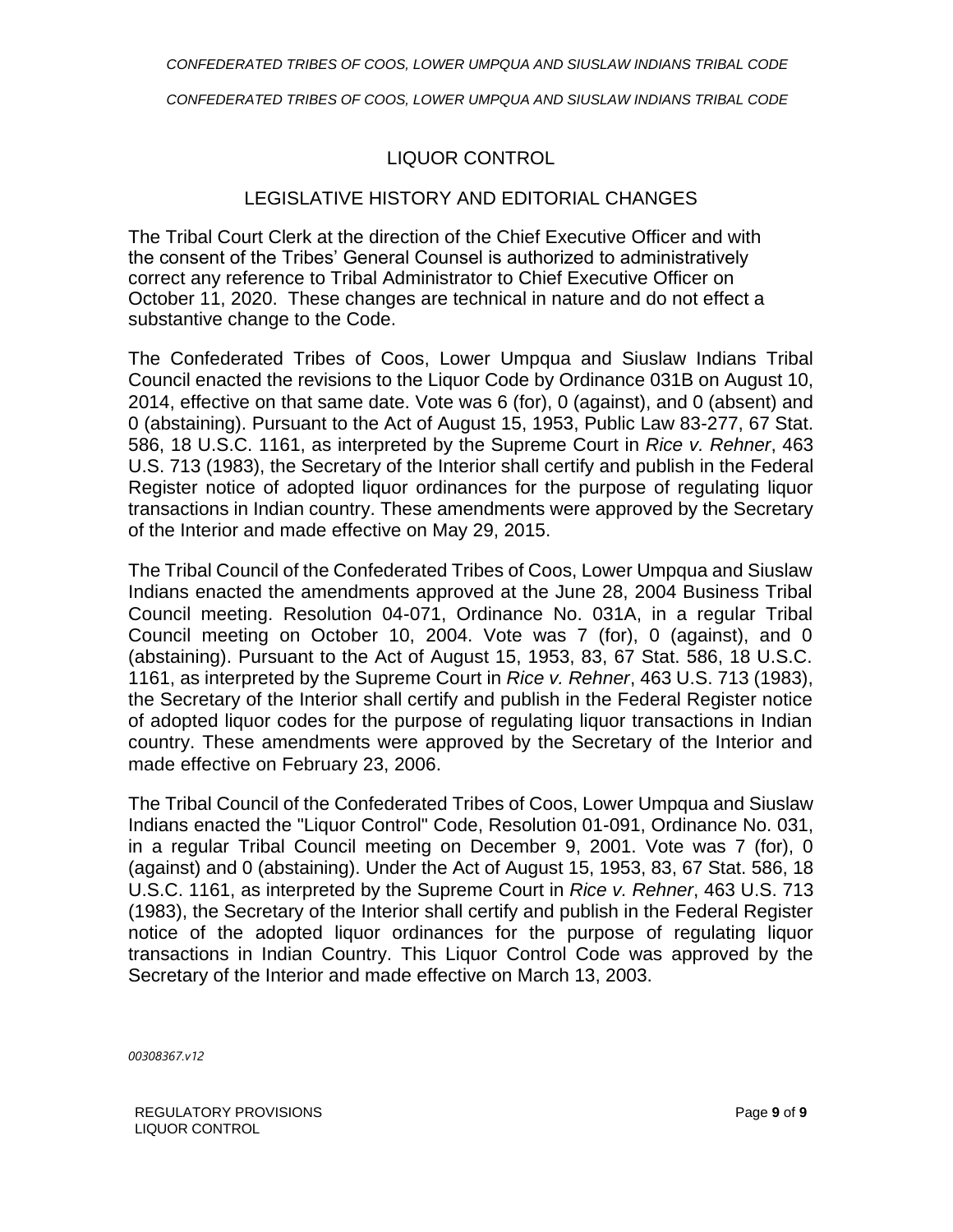## LIQUOR CONTROL

## LEGISLATIVE HISTORY AND EDITORIAL CHANGES

The Tribal Court Clerk at the direction of the Chief Executive Officer and with the consent of the Tribes' General Counsel is authorized to administratively correct any reference to Tribal Administrator to Chief Executive Officer on October 11, 2020. These changes are technical in nature and do not effect a substantive change to the Code.

The Confederated Tribes of Coos, Lower Umpqua and Siuslaw Indians Tribal Council enacted the revisions to the Liquor Code by Ordinance 031B on August 10, 2014, effective on that same date. Vote was 6 (for), 0 (against), and 0 (absent) and 0 (abstaining). Pursuant to the Act of August 15, 1953, Public Law 83-277, 67 Stat. 586, 18 U.S.C. 1161, as interpreted by the Supreme Court in *Rice v. Rehner*, 463 U.S. 713 (1983), the Secretary of the Interior shall certify and publish in the Federal Register notice of adopted liquor ordinances for the purpose of regulating liquor transactions in Indian country. These amendments were approved by the Secretary of the Interior and made effective on May 29, 2015.

The Tribal Council of the Confederated Tribes of Coos, Lower Umpqua and Siuslaw Indians enacted the amendments approved at the June 28, 2004 Business Tribal Council meeting. Resolution 04-071, Ordinance No. 031A, in a regular Tribal Council meeting on October 10, 2004. Vote was 7 (for), 0 (against), and 0 (abstaining). Pursuant to the Act of August 15, 1953, 83, 67 Stat. 586, 18 U.S.C. 1161, as interpreted by the Supreme Court in *Rice v. Rehner*, 463 U.S. 713 (1983), the Secretary of the Interior shall certify and publish in the Federal Register notice of adopted liquor codes for the purpose of regulating liquor transactions in Indian country. These amendments were approved by the Secretary of the Interior and made effective on February 23, 2006.

The Tribal Council of the Confederated Tribes of Coos, Lower Umpqua and Siuslaw Indians enacted the "Liquor Control" Code, Resolution 01-091, Ordinance No. 031, in a regular Tribal Council meeting on December 9, 2001. Vote was 7 (for), 0 (against) and 0 (abstaining). Under the Act of August 15, 1953, 83, 67 Stat. 586, 18 U.S.C. 1161, as interpreted by the Supreme Court in *Rice v. Rehner*, 463 U.S. 713 (1983), the Secretary of the Interior shall certify and publish in the Federal Register notice of the adopted liquor ordinances for the purpose of regulating liquor transactions in Indian Country. This Liquor Control Code was approved by the Secretary of the Interior and made effective on March 13, 2003.

*00308367.v12*